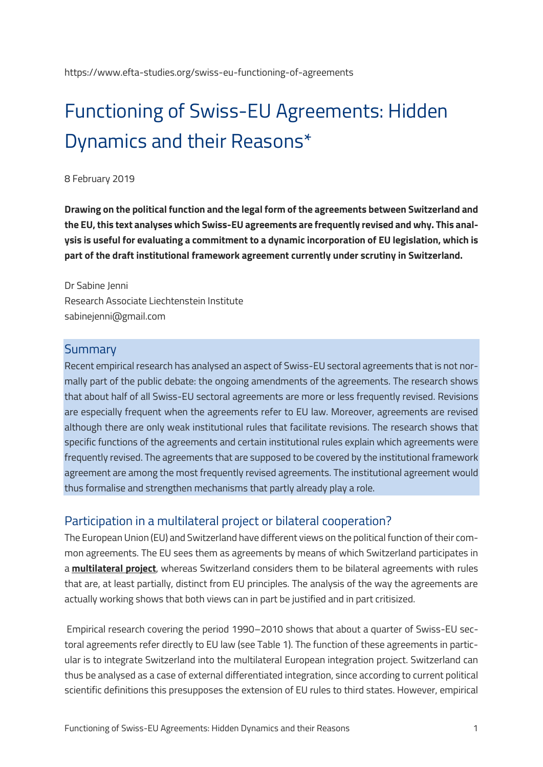https://www.efta-studies.org/swiss-eu-functioning-of-agreements

# Functioning of Swiss-EU Agreements: Hidden Dynamics and their Reasons*

8 February 2019

**Drawing on the political function and the legal form of the agreements between Switzerland and the EU, this text analyses which Swiss-EU agreements are frequently revised and why. This analysis is useful for evaluating a commitment to a dynamic incorporation of EU legislation, which is part of the draft institutional framework agreement currently under scrutiny in Switzerland.**

Dr Sabine Jenni
Research Associate Liechtenstein Institute
sabinejenni@gmail.com

## Summary

Recent empirical research has analysed an aspect of Swiss-EU sectoral agreements that is not normally part of the public debate: the ongoing amendments of the agreements. The research shows that about half of all Swiss-EU sectoral agreements are more or less frequently revised. Revisions are especially frequent when the agreements refer to EU law. Moreover, agreements are revised although there are only weak institutional rules that facilitate revisions. The research shows that specific functions of the agreements and certain institutional rules explain which agreements were frequently revised. The agreements that are supposed to be covered by the institutional framework agreement are among the most frequently revised agreements. The institutional agreement would thus formalise and strengthen mechanisms that partly already play a role.

## Participation in a multilateral project or bilateral cooperation?

The European Union (EU) and Switzerland have different views on the political function of their common agreements. The EU sees them as agreements by means of which Switzerland participates in a **multilateral project**, whereas Switzerland considers them to be bilateral agreements with rules that are, at least partially, distinct from EU principles. The analysis of the way the agreements are actually working shows that both views can in part be justified and in part critisized.

Empirical research covering the period 1990–2010 shows that about a quarter of Swiss-EU sectoral agreements refer directly to EU law (see Table 1). The function of these agreements in particular is to integrate Switzerland into the multilateral European integration project. Switzerland can thus be analysed as a case of external differentiated integration, since according to current political scientific definitions this presupposes the extension of EU rules to third states. However, empirical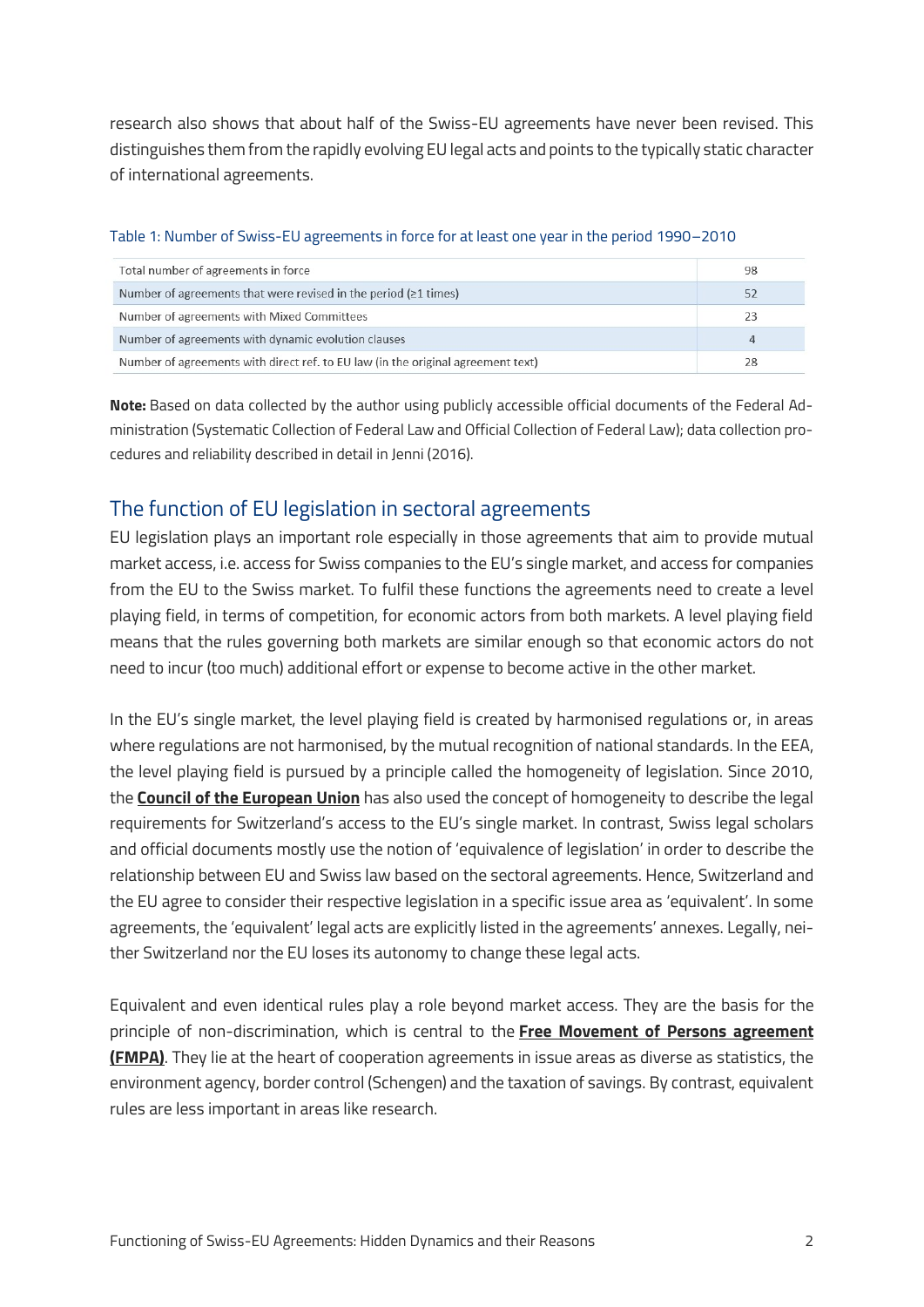research also shows that about half of the Swiss-EU agreements have never been revised. This distinguishes them from the rapidly evolving EU legal acts and points to the typically static character of international agreements.

Table 1: Number of Swiss-EU agreements in force for at least one year in the period 1990–2010

| | |
|---|---|
| Total number of agreements in force | 98 |
| Number of agreements that were revised in the period (≥1 times) | 52 |
| Number of agreements with Mixed Committees | 23 |
| Number of agreements with dynamic evolution clauses | 4 |
| Number of agreements with direct ref. to EU law (in the original agreement text) | 28 |

**Note:** Based on data collected by the author using publicly accessible official documents of the Federal Administration (Systematic Collection of Federal Law and Official Collection of Federal Law); data collection procedures and reliability described in detail in Jenni (2016).

## The function of EU legislation in sectoral agreements

EU legislation plays an important role especially in those agreements that aim to provide mutual market access, i.e. access for Swiss companies to the EU's single market, and access for companies from the EU to the Swiss market. To fulfil these functions the agreements need to create a level playing field, in terms of competition, for economic actors from both markets. A level playing field means that the rules governing both markets are similar enough so that economic actors do not need to incur (too much) additional effort or expense to become active in the other market.

In the EU's single market, the level playing field is created by harmonised regulations or, in areas where regulations are not harmonised, by the mutual recognition of national standards. In the EEA, the level playing field is pursued by a principle called the homogeneity of legislation. Since 2010, the **Council of the European Union** has also used the concept of homogeneity to describe the legal requirements for Switzerland's access to the EU's single market. In contrast, Swiss legal scholars and official documents mostly use the notion of 'equivalence of legislation' in order to describe the relationship between EU and Swiss law based on the sectoral agreements. Hence, Switzerland and the EU agree to consider their respective legislation in a specific issue area as 'equivalent'. In some agreements, the 'equivalent' legal acts are explicitly listed in the agreements' annexes. Legally, neither Switzerland nor the EU loses its autonomy to change these legal acts.

Equivalent and even identical rules play a role beyond market access. They are the basis for the principle of non-discrimination, which is central to the **Free Movement of Persons agreement (FMPA)**. They lie at the heart of cooperation agreements in issue areas as diverse as statistics, the environment agency, border control (Schengen) and the taxation of savings. By contrast, equivalent rules are less important in areas like research.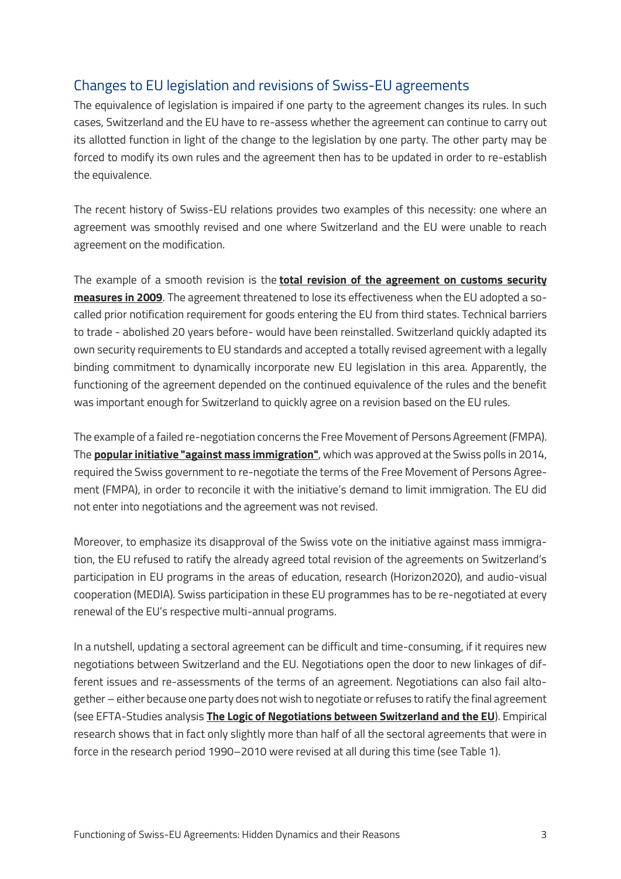## Changes to EU legislation and revisions of Swiss-EU agreements

The equivalence of legislation is impaired if one party to the agreement changes its rules. In such cases, Switzerland and the EU have to re-assess whether the agreement can continue to carry out its allotted function in light of the change to the legislation by one party. The other party may be forced to modify its own rules and the agreement then has to be updated in order to re-establish the equivalence.

The recent history of Swiss-EU relations provides two examples of this necessity: one where an agreement was smoothly revised and one where Switzerland and the EU were unable to reach agreement on the modification.

The example of a smooth revision is the **total revision of the agreement on customs security measures in 2009**. The agreement threatened to lose its effectiveness when the EU adopted a so-called prior notification requirement for goods entering the EU from third states. Technical barriers to trade - abolished 20 years before- would have been reinstalled. Switzerland quickly adapted its own security requirements to EU standards and accepted a totally revised agreement with a legally binding commitment to dynamically incorporate new EU legislation in this area. Apparently, the functioning of the agreement depended on the continued equivalence of the rules and the benefit was important enough for Switzerland to quickly agree on a revision based on the EU rules.

The example of a failed re-negotiation concerns the Free Movement of Persons Agreement (FMPA). The **popular initiative "against mass immigration"**, which was approved at the Swiss polls in 2014, required the Swiss government to re-negotiate the terms of the Free Movement of Persons Agreement (FMPA), in order to reconcile it with the initiative's demand to limit immigration. The EU did not enter into negotiations and the agreement was not revised.

Moreover, to emphasize its disapproval of the Swiss vote on the initiative against mass immigration, the EU refused to ratify the already agreed total revision of the agreements on Switzerland's participation in EU programs in the areas of education, research (Horizon2020), and audio-visual cooperation (MEDIA). Swiss participation in these EU programmes has to be re-negotiated at every renewal of the EU's respective multi-annual programs.

In a nutshell, updating a sectoral agreement can be difficult and time-consuming, if it requires new negotiations between Switzerland and the EU. Negotiations open the door to new linkages of different issues and re-assessments of the terms of an agreement. Negotiations can also fail altogether – either because one party does not wish to negotiate or refuses to ratify the final agreement (see EFTA-Studies analysis **The Logic of Negotiations between Switzerland and the EU**). Empirical research shows that in fact only slightly more than half of all the sectoral agreements that were in force in the research period 1990–2010 were revised at all during this time (see Table 1).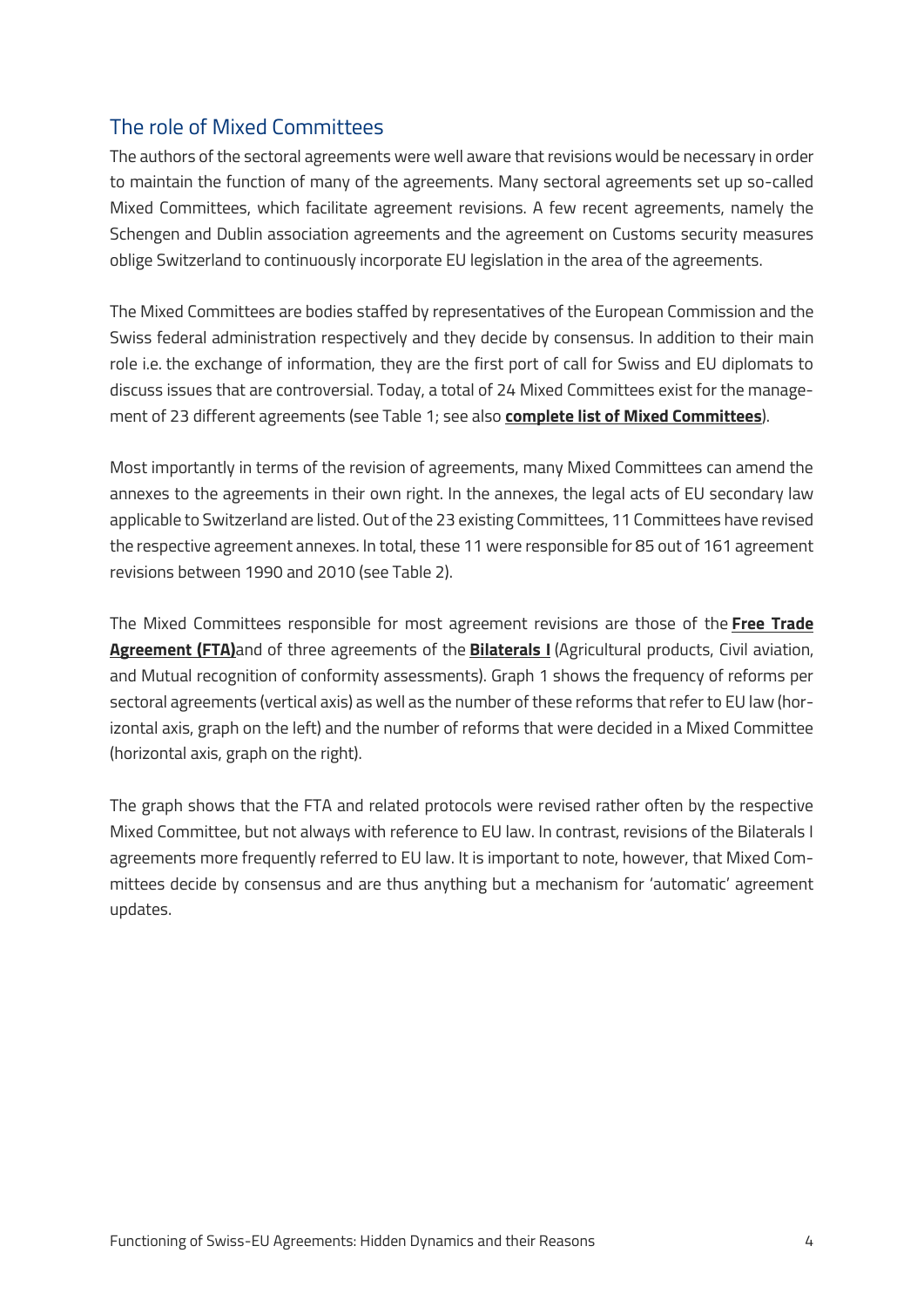## The role of Mixed Committees

The authors of the sectoral agreements were well aware that revisions would be necessary in order to maintain the function of many of the agreements. Many sectoral agreements set up so-called Mixed Committees, which facilitate agreement revisions. A few recent agreements, namely the Schengen and Dublin association agreements and the agreement on Customs security measures oblige Switzerland to continuously incorporate EU legislation in the area of the agreements.

The Mixed Committees are bodies staffed by representatives of the European Commission and the Swiss federal administration respectively and they decide by consensus. In addition to their main role i.e. the exchange of information, they are the first port of call for Swiss and EU diplomats to discuss issues that are controversial. Today, a total of 24 Mixed Committees exist for the management of 23 different agreements (see Table 1; see also **complete list of Mixed Committees**).

Most importantly in terms of the revision of agreements, many Mixed Committees can amend the annexes to the agreements in their own right. In the annexes, the legal acts of EU secondary law applicable to Switzerland are listed. Out of the 23 existing Committees, 11 Committees have revised the respective agreement annexes. In total, these 11 were responsible for 85 out of 161 agreement revisions between 1990 and 2010 (see Table 2).

The Mixed Committees responsible for most agreement revisions are those of the **Free Trade Agreement (FTA)** and of three agreements of the **Bilaterals I** (Agricultural products, Civil aviation, and Mutual recognition of conformity assessments). Graph 1 shows the frequency of reforms per sectoral agreements (vertical axis) as well as the number of these reforms that refer to EU law (horizontal axis, graph on the left) and the number of reforms that were decided in a Mixed Committee (horizontal axis, graph on the right).

The graph shows that the FTA and related protocols were revised rather often by the respective Mixed Committee, but not always with reference to EU law. In contrast, revisions of the Bilaterals I agreements more frequently referred to EU law. It is important to note, however, that Mixed Committees decide by consensus and are thus anything but a mechanism for 'automatic' agreement updates.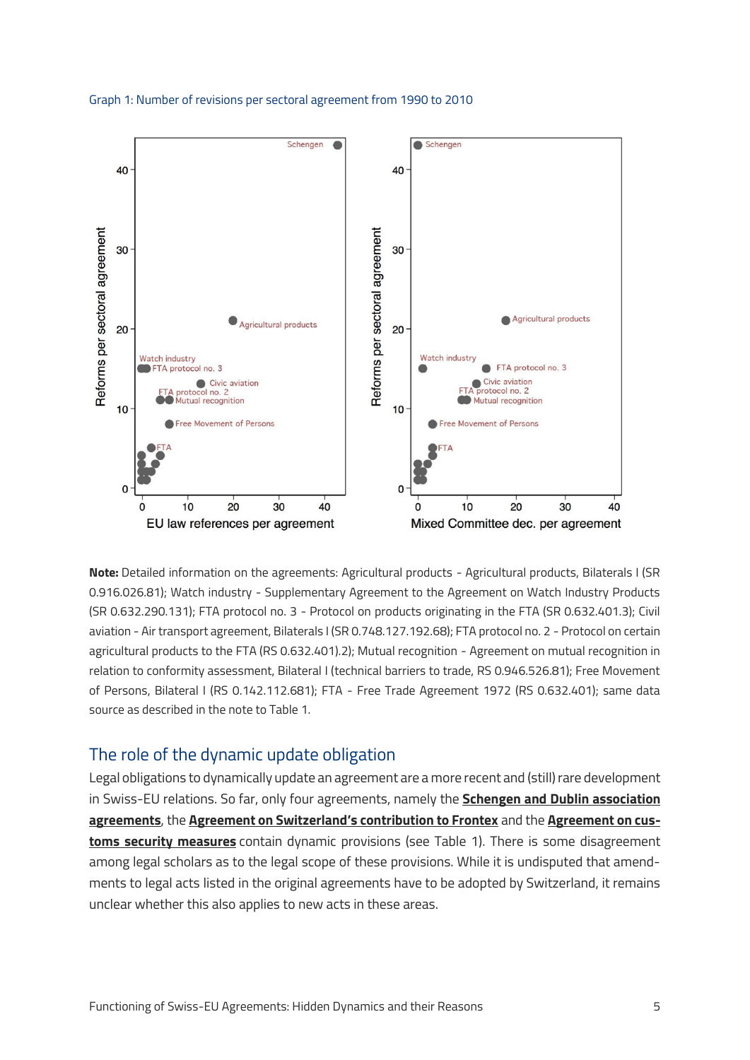Graph 1: Number of revisions per sectoral agreement from 1990 to 2010

**Note:** Detailed information on the agreements: Agricultural products - Agricultural products, Bilaterals I (SR 0.916.026.81); Watch industry - Supplementary Agreement to the Agreement on Watch Industry Products (SR 0.632.290.131); FTA protocol no. 3 - Protocol on products originating in the FTA (SR 0.632.401.3); Civil aviation - Air transport agreement, Bilaterals I (SR 0.748.127.192.68); FTA protocol no. 2 - Protocol on certain agricultural products to the FTA (RS 0.632.401).2); Mutual recognition - Agreement on mutual recognition in relation to conformity assessment, Bilateral I (technical barriers to trade, RS 0.946.526.81); Free Movement of Persons, Bilateral I (RS 0.142.112.681); FTA - Free Trade Agreement 1972 (RS 0.632.401); same data source as described in the note to Table 1.

## The role of the dynamic update obligation

Legal obligations to dynamically update an agreement are a more recent and (still) rare development in Swiss-EU relations. So far, only four agreements, namely the **Schengen and Dublin association agreements**, the **Agreement on Switzerland's contribution to Frontex** and the **Agreement on customs security measures** contain dynamic provisions (see Table 1). There is some disagreement among legal scholars as to the legal scope of these provisions. While it is undisputed that amendments to legal acts listed in the original agreements have to be adopted by Switzerland, it remains unclear whether this also applies to new acts in these areas.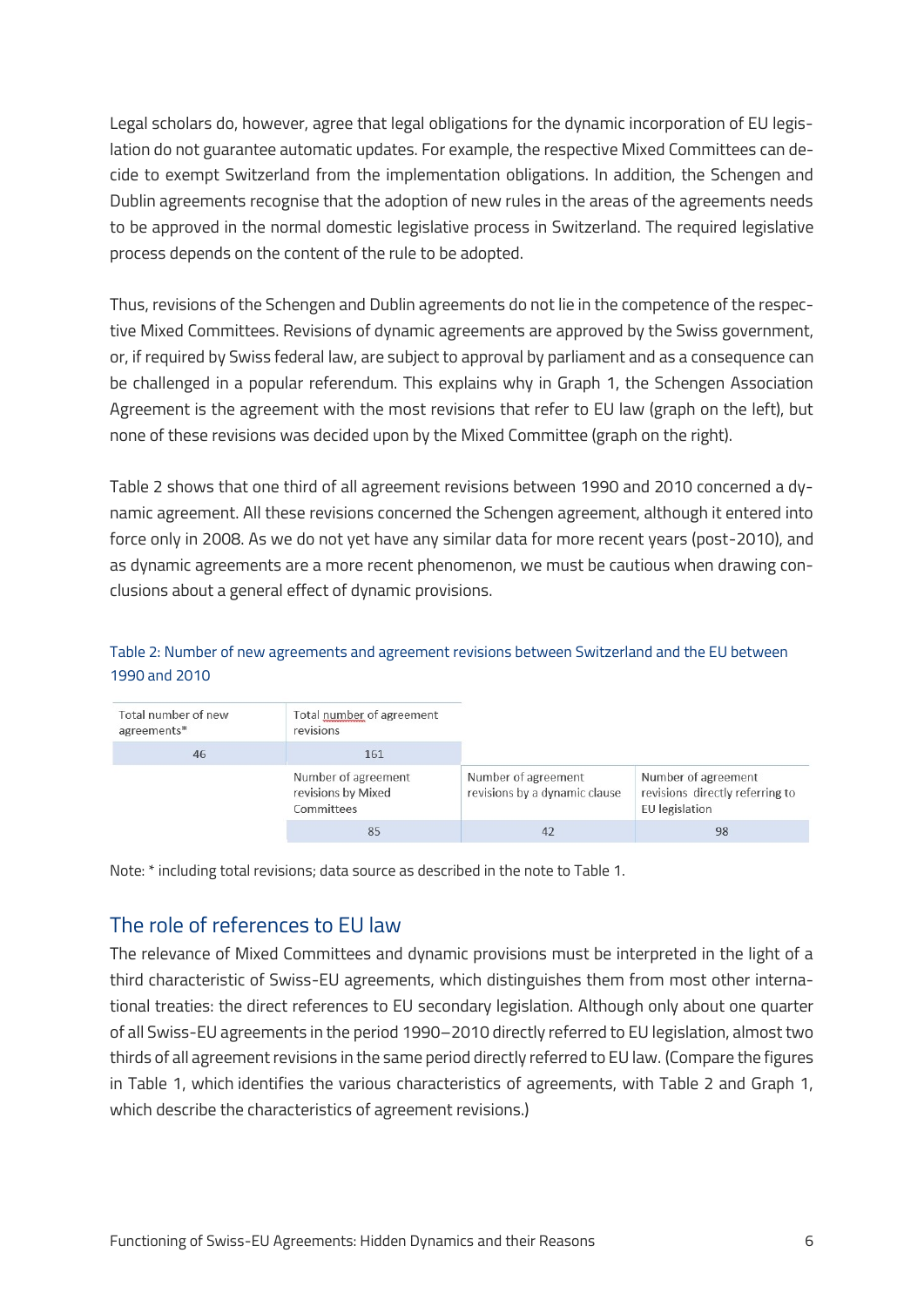Legal scholars do, however, agree that legal obligations for the dynamic incorporation of EU legislation do not guarantee automatic updates. For example, the respective Mixed Committees can decide to exempt Switzerland from the implementation obligations. In addition, the Schengen and Dublin agreements recognise that the adoption of new rules in the areas of the agreements needs to be approved in the normal domestic legislative process in Switzerland. The required legislative process depends on the content of the rule to be adopted.

Thus, revisions of the Schengen and Dublin agreements do not lie in the competence of the respective Mixed Committees. Revisions of dynamic agreements are approved by the Swiss government, or, if required by Swiss federal law, are subject to approval by parliament and as a consequence can be challenged in a popular referendum. This explains why in Graph 1, the Schengen Association Agreement is the agreement with the most revisions that refer to EU law (graph on the left), but none of these revisions was decided upon by the Mixed Committee (graph on the right).

Table 2 shows that one third of all agreement revisions between 1990 and 2010 concerned a dynamic agreement. All these revisions concerned the Schengen agreement, although it entered into force only in 2008. As we do not yet have any similar data for more recent years (post-2010), and as dynamic agreements are a more recent phenomenon, we must be cautious when drawing conclusions about a general effect of dynamic provisions.

Table 2: Number of new agreements and agreement revisions between Switzerland and the EU between 1990 and 2010

| Total number of new agreements* | Total number of agreement revisions | | |
|---|---|---|---|
| 46 | 161 | | |
| | Number of agreement revisions by Mixed Committees | Number of agreement revisions by a dynamic clause | Number of agreement revisions directly referring to EU legislation |
| | 85 | 42 | 98 |

Note: * including total revisions; data source as described in the note to Table 1.

## The role of references to EU law

The relevance of Mixed Committees and dynamic provisions must be interpreted in the light of a third characteristic of Swiss-EU agreements, which distinguishes them from most other international treaties: the direct references to EU secondary legislation. Although only about one quarter of all Swiss-EU agreements in the period 1990–2010 directly referred to EU legislation, almost two thirds of all agreement revisions in the same period directly referred to EU law. (Compare the figures in Table 1, which identifies the various characteristics of agreements, with Table 2 and Graph 1, which describe the characteristics of agreement revisions.)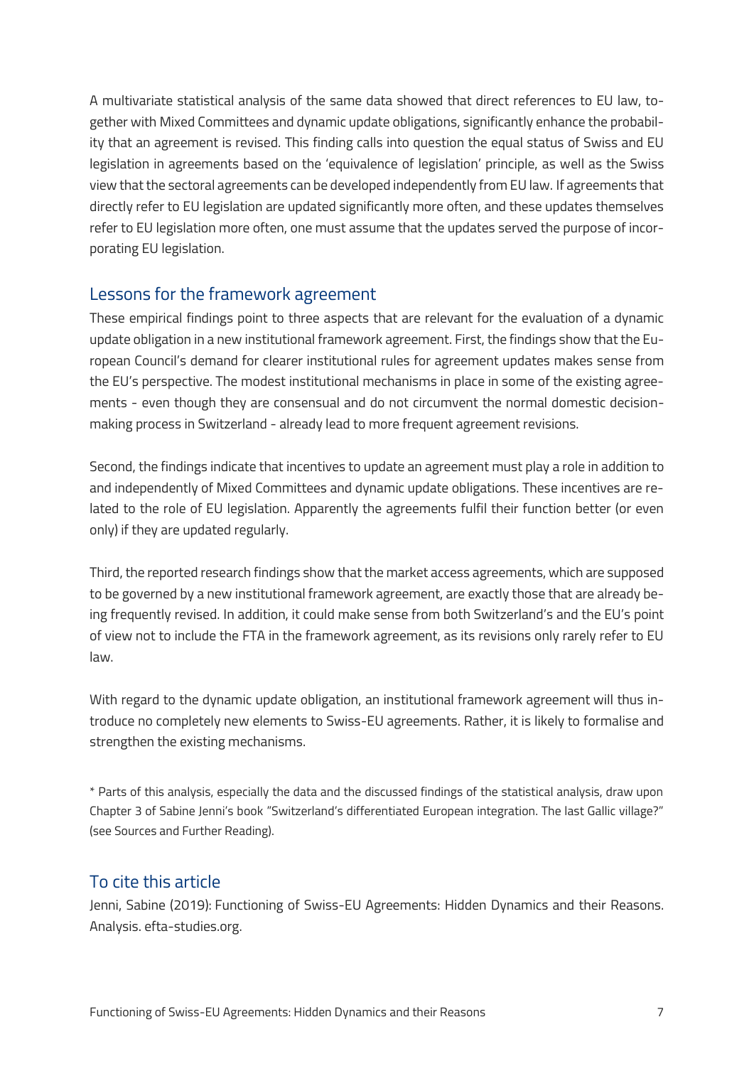A multivariate statistical analysis of the same data showed that direct references to EU law, together with Mixed Committees and dynamic update obligations, significantly enhance the probability that an agreement is revised. This finding calls into question the equal status of Swiss and EU legislation in agreements based on the 'equivalence of legislation' principle, as well as the Swiss view that the sectoral agreements can be developed independently from EU law. If agreements that directly refer to EU legislation are updated significantly more often, and these updates themselves refer to EU legislation more often, one must assume that the updates served the purpose of incorporating EU legislation.

## Lessons for the framework agreement

These empirical findings point to three aspects that are relevant for the evaluation of a dynamic update obligation in a new institutional framework agreement. First, the findings show that the European Council's demand for clearer institutional rules for agreement updates makes sense from the EU's perspective. The modest institutional mechanisms in place in some of the existing agreements - even though they are consensual and do not circumvent the normal domestic decision-making process in Switzerland - already lead to more frequent agreement revisions.

Second, the findings indicate that incentives to update an agreement must play a role in addition to and independently of Mixed Committees and dynamic update obligations. These incentives are related to the role of EU legislation. Apparently the agreements fulfil their function better (or even only) if they are updated regularly.

Third, the reported research findings show that the market access agreements, which are supposed to be governed by a new institutional framework agreement, are exactly those that are already being frequently revised. In addition, it could make sense from both Switzerland's and the EU's point of view not to include the FTA in the framework agreement, as its revisions only rarely refer to EU law.

With regard to the dynamic update obligation, an institutional framework agreement will thus introduce no completely new elements to Swiss-EU agreements. Rather, it is likely to formalise and strengthen the existing mechanisms.

\* Parts of this analysis, especially the data and the discussed findings of the statistical analysis, draw upon Chapter 3 of Sabine Jenni's book "Switzerland's differentiated European integration. The last Gallic village?" (see Sources and Further Reading).

## To cite this article

Jenni, Sabine (2019): Functioning of Swiss-EU Agreements: Hidden Dynamics and their Reasons. Analysis. efta-studies.org.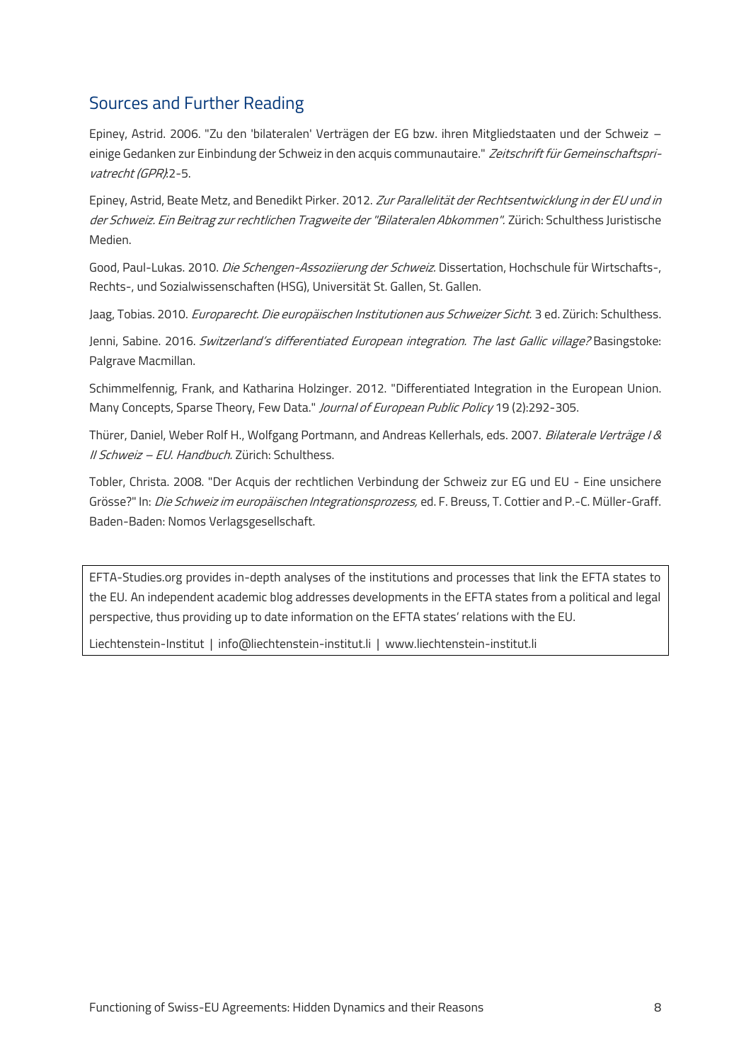## Sources and Further Reading

Epiney, Astrid. 2006. "Zu den 'bilateralen' Verträgen der EG bzw. ihren Mitgliedstaaten und der Schweiz – einige Gedanken zur Einbindung der Schweiz in den acquis communautaire." *Zeitschrift für Gemeinschaftsprivatrecht (GPR)*:2-5.

Epiney, Astrid, Beate Metz, and Benedikt Pirker. 2012. *Zur Parallelität der Rechtsentwicklung in der EU und in der Schweiz. Ein Beitrag zur rechtlichen Tragweite der "Bilateralen Abkommen".* Zürich: Schulthess Juristische Medien.

Good, Paul-Lukas. 2010. *Die Schengen-Assoziierung der Schweiz.* Dissertation, Hochschule für Wirtschafts-, Rechts-, und Sozialwissenschaften (HSG), Universität St. Gallen, St. Gallen.

Jaag, Tobias. 2010. *Europarecht. Die europäischen Institutionen aus Schweizer Sicht.* 3 ed. Zürich: Schulthess.

Jenni, Sabine. 2016. *Switzerland's differentiated European integration. The last Gallic village?* Basingstoke: Palgrave Macmillan.

Schimmelfennig, Frank, and Katharina Holzinger. 2012. "Differentiated Integration in the European Union. Many Concepts, Sparse Theory, Few Data." *Journal of European Public Policy* 19 (2):292-305.

Thürer, Daniel, Weber Rolf H., Wolfgang Portmann, and Andreas Kellerhals, eds. 2007. *Bilaterale Verträge I & II Schweiz – EU. Handbuch.* Zürich: Schulthess.

Tobler, Christa. 2008. "Der Acquis der rechtlichen Verbindung der Schweiz zur EG und EU - Eine unsichere Grösse?" In: *Die Schweiz im europäischen Integrationsprozess,* ed. F. Breuss, T. Cottier and P.-C. Müller-Graff. Baden-Baden: Nomos Verlagsgesellschaft.

EFTA-Studies.org provides in-depth analyses of the institutions and processes that link the EFTA states to the EU. An independent academic blog addresses developments in the EFTA states from a political and legal perspective, thus providing up to date information on the EFTA states' relations with the EU.

Liechtenstein-Institut | info@liechtenstein-institut.li | www.liechtenstein-institut.li